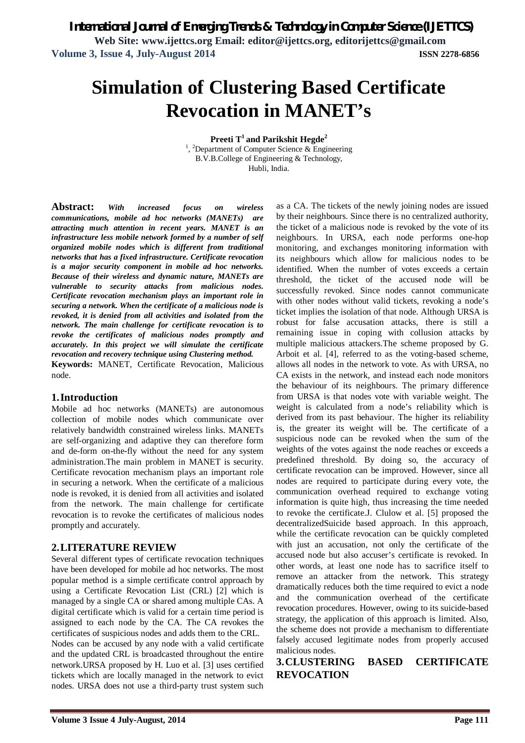# Simulation of Clustering Based Certificate Revocation in MANET's

**Preeti T[1] and Parikshit Hegde[2]**

[1], [2]Department of Computer Science & Engineering
B.V.B.College of Engineering & Technology,
Hubli, India.

**Abstract:** ***With increased focus on wireless communications, mobile ad hoc networks (MANETs) are attracting much attention in recent years. MANET is an infrastructure less mobile network formed by a number of self organized mobile nodes which is different from traditional networks that has a fixed infrastructure. Certificate revocation is a major security component in mobile ad hoc networks. Because of their wireless and dynamic nature, MANETs are vulnerable to security attacks from malicious nodes. Certificate revocation mechanism plays an important role in securing a network. When the certificate of a malicious node is revoked, it is denied from all activities and isolated from the network. The main challenge for certificate revocation is to revoke the certificates of malicious nodes promptly and accurately. In this project we will simulate the certificate revocation and recovery technique using Clustering method.***

**Keywords:** MANET, Certificate Revocation, Malicious node.

## 1. Introduction

Mobile ad hoc networks (MANETs) are autonomous collection of mobile nodes which communicate over relatively bandwidth constrained wireless links. MANETs are self-organizing and adaptive they can therefore form and de-form on-the-fly without the need for any system administration.The main problem in MANET is security. Certificate revocation mechanism plays an important role in securing a network. When the certificate of a malicious node is revoked, it is denied from all activities and isolated from the network. The main challenge for certificate revocation is to revoke the certificates of malicious nodes promptly and accurately.

## 2. LITERATURE REVIEW

Several different types of certificate revocation techniques have been developed for mobile ad hoc networks. The most popular method is a simple certificate control approach by using a Certificate Revocation List (CRL) [2] which is managed by a single CA or shared among multiple CAs. A digital certificate which is valid for a certain time period is assigned to each node by the CA. The CA revokes the certificates of suspicious nodes and adds them to the CRL.

Nodes can be accused by any node with a valid certificate and the updated CRL is broadcasted throughout the entire network.URSA proposed by H. Luo et al. [3] uses certified tickets which are locally managed in the network to evict nodes. URSA does not use a third-party trust system such as a CA. The tickets of the newly joining nodes are issued by their neighbours. Since there is no centralized authority, the ticket of a malicious node is revoked by the vote of its neighbours. In URSA, each node performs one-hop monitoring, and exchanges monitoring information with its neighbours which allow for malicious nodes to be identified. When the number of votes exceeds a certain threshold, the ticket of the accused node will be successfully revoked. Since nodes cannot communicate with other nodes without valid tickets, revoking a node's ticket implies the isolation of that node. Although URSA is robust for false accusation attacks, there is still a remaining issue in coping with collusion attacks by multiple malicious attackers.The scheme proposed by G. Arboit et al. [4], referred to as the voting-based scheme, allows all nodes in the network to vote. As with URSA, no CA exists in the network, and instead each node monitors the behaviour of its neighbours. The primary difference from URSA is that nodes vote with variable weight. The weight is calculated from a node's reliability which is derived from its past behaviour. The higher its reliability is, the greater its weight will be. The certificate of a suspicious node can be revoked when the sum of the weights of the votes against the node reaches or exceeds a predefined threshold. By doing so, the accuracy of certificate revocation can be improved. However, since all nodes are required to participate during every vote, the communication overhead required to exchange voting information is quite high, thus increasing the time needed to revoke the certificate.J. Clulow et al. [5] proposed the decentralizedSuicide based approach. In this approach, while the certificate revocation can be quickly completed with just an accusation, not only the certificate of the accused node but also accuser's certificate is revoked. In other words, at least one node has to sacrifice itself to remove an attacker from the network. This strategy dramatically reduces both the time required to evict a node and the communication overhead of the certificate revocation procedures. However, owing to its suicide-based strategy, the application of this approach is limited. Also, the scheme does not provide a mechanism to differentiate falsely accused legitimate nodes from properly accused malicious nodes.

## 3. CLUSTERING BASED CERTIFICATE REVOCATION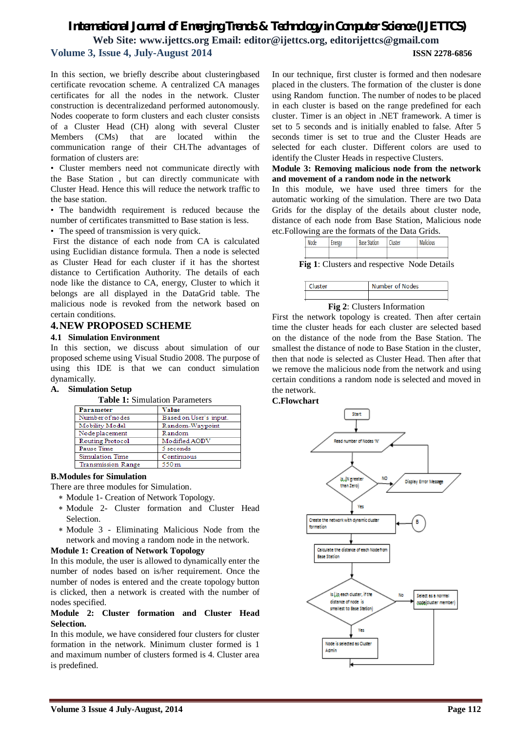In this section, we briefly describe about clusteringbased certificate revocation scheme. A centralized CA manages certificates for all the nodes in the network. Cluster construction is decentralizedand performed autonomously. Nodes cooperate to form clusters and each cluster consists of a Cluster Head (CH) along with several Cluster Members (CMs) that are located within the communication range of their CH.The advantages of formation of clusters are:

- Cluster members need not communicate directly with the Base Station , but can directly communicate with Cluster Head. Hence this will reduce the network traffic to the base station.
- The bandwidth requirement is reduced because the number of certificates transmitted to Base station is less.
- The speed of transmission is very quick.

First the distance of each node from CA is calculated using Euclidian distance formula. Then a node is selected as Cluster Head for each cluster if it has the shortest distance to Certification Authority. The details of each node like the distance to CA, energy, Cluster to which it belongs are all displayed in the DataGrid table. The malicious node is revoked from the network based on certain conditions.

## 4. NEW PROPOSED SCHEME

### 4.1 Simulation Environment

In this section, we discuss about simulation of our proposed scheme using Visual Studio 2008. The purpose of using this IDE is that we can conduct simulation dynamically.

### A. Simulation Setup

**Table 1:** Simulation Parameters

| Parameter | Value |
|---|---|
| Number of nodes | Based on User's input. |
| Mobility Model | Random-Waypoint |
| Node placement | Random |
| Routing Protocol | Modified AODV |
| Pause Time | 5 seconds |
| Simulation Time | Continuous |
| Transmission Range | 550 m |

### B.Modules for Simulation

There are three modules for Simulation.

- Module 1- Creation of Network Topology.
- Module 2- Cluster formation and Cluster Head Selection.
- Module 3 - Eliminating Malicious Node from the network and moving a random node in the network.

**Module 1: Creation of Network Topology**

In this module, the user is allowed to dynamically enter the number of nodes based on is/her requirement. Once the number of nodes is entered and the create topology button is clicked, then a network is created with the number of nodes specified.

**Module 2: Cluster formation and Cluster Head Selection.**

In this module, we have considered four clusters for cluster formation in the network. Minimum cluster formed is 1 and maximum number of clusters formed is 4. Cluster area is predefined.

In our technique, first cluster is formed and then nodesare placed in the clusters. The formation of the cluster is done using Random function. The number of nodes to be placed in each cluster is based on the range predefined for each cluster. Timer is an object in .NET framework. A timer is set to 5 seconds and is initially enabled to false. After 5 seconds timer is set to true and the Cluster Heads are selected for each cluster. Different colors are used to identify the Cluster Heads in respective Clusters.

**Module 3: Removing malicious node from the network and movement of a random node in the network**

In this module, we have used three timers for the automatic working of the simulation. There are two Data Grids for the display of the details about cluster node, distance of each node from Base Station, Malicious node etc.Following are the formats of the Data Grids.

| Node | Energy | Base Station | Cluster | Malicious |
|---|---|---|---|---|
| | | | | |

**Fig 1**: Clusters and respective Node Details

| Cluster | Number of Nodes |
|---|---|
| | |

**Fig 2**: Clusters Information

First the network topology is created. Then after certain time the cluster heads for each cluster are selected based on the distance of the node from the Base Station. The smallest the distance of node to Base Station in the cluster, then that node is selected as Cluster Head. Then after that we remove the malicious node from the network and using certain conditions a random node is selected and moved in the network.

**C.Flowchart**

Start

Read number of Nodes 'N'

Is (N greater then Zero) — NO → Display Error Message

Yes

Create the network with dynamic cluster formation ← B

Calculate the distance of each Node from Base Station

Is (in each cluster, if the distance of node is smallest to Base Station) — No → Select as a normal node(cluster member)

Yes

Node is selected as Cluster Admin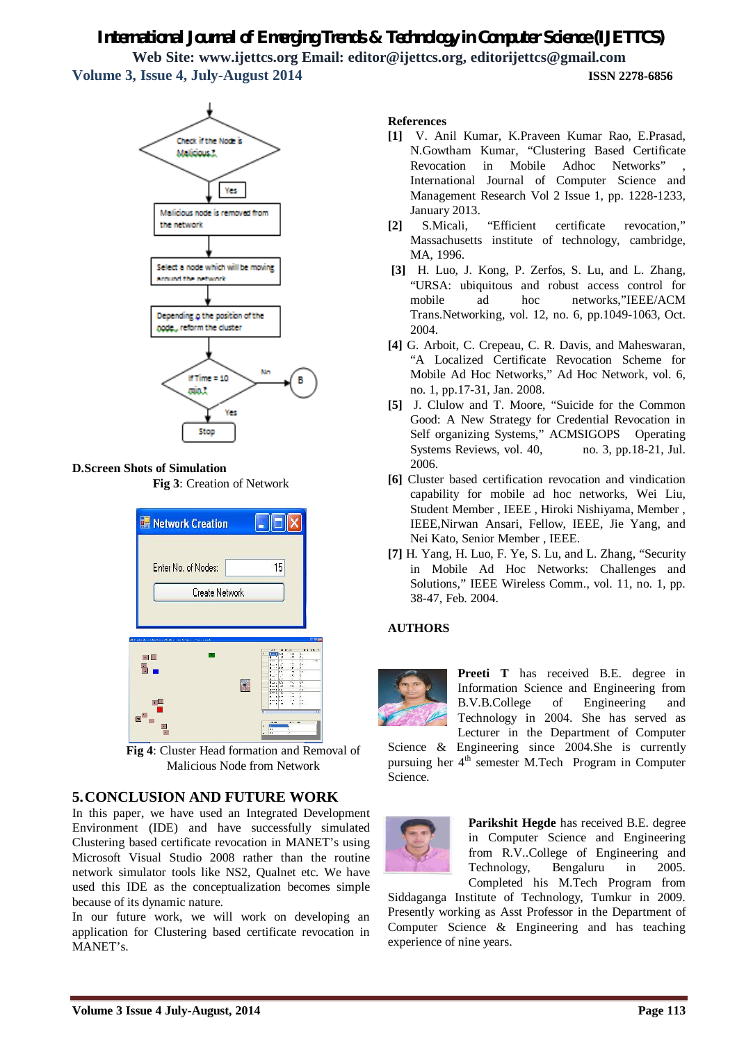Check if the Node is Malicious?

Yes

Malicious node is removed from the network

Select a node which will be moving around the network

Depending on the position of the node, reform the cluster

If Time = 10 min?

No

B

Yes

Stop

**D.Screen Shots of Simulation**

**Fig 3**: Creation of Network

Network Creation

Enter No. of Nodes: 15

Create Network

**Fig 4**: Cluster Head formation and Removal of Malicious Node from Network

## 5. CONCLUSION AND FUTURE WORK

In this paper, we have used an Integrated Development Environment (IDE) and have successfully simulated Clustering based certificate revocation in MANET's using Microsoft Visual Studio 2008 rather than the routine network simulator tools like NS2, Qualnet etc. We have used this IDE as the conceptualization becomes simple because of its dynamic nature.

In our future work, we will work on developing an application for Clustering based certificate revocation in MANET's.

## References

[1] V. Anil Kumar, K.Praveen Kumar Rao, E.Prasad, N.Gowtham Kumar, "Clustering Based Certificate Revocation in Mobile Adhoc Networks" , International Journal of Computer Science and Management Research Vol 2 Issue 1, pp. 1228-1233, January 2013.

[2] S.Micali, "Efficient certificate revocation," Massachusetts institute of technology, cambridge, MA, 1996.

[3] H. Luo, J. Kong, P. Zerfos, S. Lu, and L. Zhang, "URSA: ubiquitous and robust access control for mobile ad hoc networks,"IEEE/ACM Trans.Networking, vol. 12, no. 6, pp.1049-1063, Oct. 2004.

[4] G. Arboit, C. Crepeau, C. R. Davis, and Maheswaran, "A Localized Certificate Revocation Scheme for Mobile Ad Hoc Networks," Ad Hoc Network, vol. 6, no. 1, pp.17-31, Jan. 2008.

[5] J. Clulow and T. Moore, "Suicide for the Common Good: A New Strategy for Credential Revocation in Self organizing Systems," ACMSIGOPS Operating Systems Reviews, vol. 40, no. 3, pp.18-21, Jul. 2006.

[6] Cluster based certification revocation and vindication capability for mobile ad hoc networks, Wei Liu, Student Member , IEEE , Hiroki Nishiyama, Member , IEEE,Nirwan Ansari, Fellow, IEEE, Jie Yang, and Nei Kato, Senior Member , IEEE.

[7] H. Yang, H. Luo, F. Ye, S. Lu, and L. Zhang, "Security in Mobile Ad Hoc Networks: Challenges and Solutions," IEEE Wireless Comm., vol. 11, no. 1, pp. 38-47, Feb. 2004.

## AUTHORS

**Preeti T** has received B.E. degree in Information Science and Engineering from B.V.B.College of Engineering and Technology in 2004. She has served as Lecturer in the Department of Computer Science & Engineering since 2004.She is currently pursuing her 4th semester M.Tech Program in Computer Science.

**Parikshit Hegde** has received B.E. degree in Computer Science and Engineering from R.V..College of Engineering and Technology, Bengaluru in 2005. Completed his M.Tech Program from Siddaganga Institute of Technology, Tumkur in 2009. Presently working as Asst Professor in the Department of Computer Science & Engineering and has teaching experience of nine years.